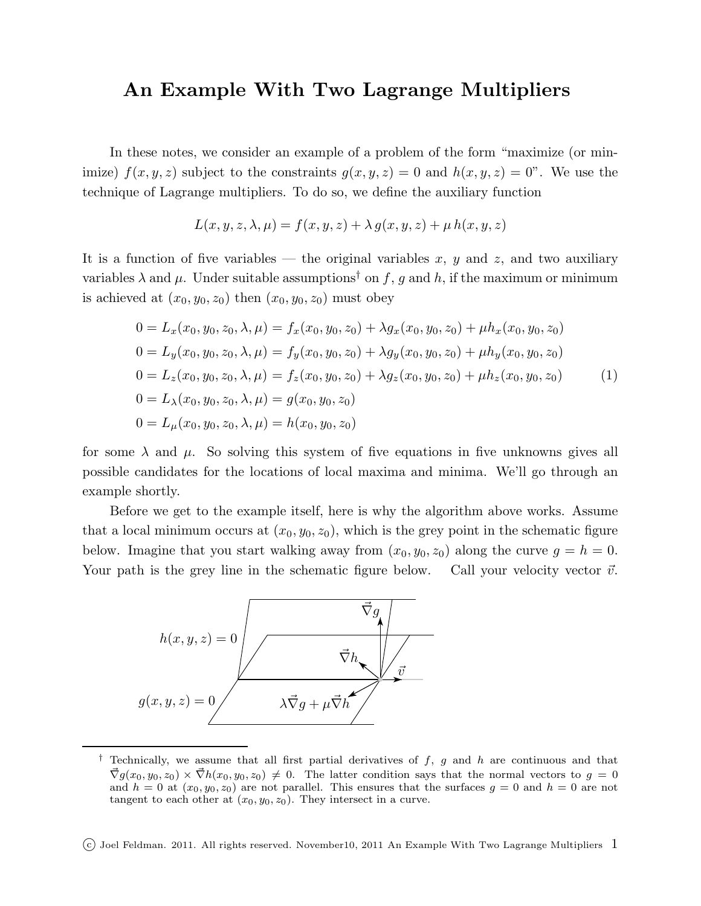# An Example With Two Lagrange Multipliers

In these notes, we consider an example of a problem of the form "maximize (or minimize) $f(x,y,z)$ subject to the constraints $g(x,y,z)=0$ and $h(x,y,z)=0$". We use the technique of Lagrange multipliers. To do so, we define the auxiliary function

$$L(x,y,z,\lambda,\mu) = f(x,y,z) + \lambda\, g(x,y,z) + \mu\, h(x,y,z)$$

It is a function of five variables — the original variables $x$, $y$ and $z$, and two auxiliary variables $\lambda$ and $\mu$. Under suitable assumptions† on $f$, $g$ and $h$, if the maximum or minimum is achieved at $(x_0,y_0,z_0)$ then $(x_0,y_0,z_0)$ must obey

$$\begin{aligned}
0 &= L_x(x_0,y_0,z_0,\lambda,\mu) = f_x(x_0,y_0,z_0) + \lambda g_x(x_0,y_0,z_0) + \mu h_x(x_0,y_0,z_0)\\
0 &= L_y(x_0,y_0,z_0,\lambda,\mu) = f_y(x_0,y_0,z_0) + \lambda g_y(x_0,y_0,z_0) + \mu h_y(x_0,y_0,z_0)\\
0 &= L_z(x_0,y_0,z_0,\lambda,\mu) = f_z(x_0,y_0,z_0) + \lambda g_z(x_0,y_0,z_0) + \mu h_z(x_0,y_0,z_0)\\
0 &= L_\lambda(x_0,y_0,z_0,\lambda,\mu) = g(x_0,y_0,z_0)\\
0 &= L_\mu(x_0,y_0,z_0,\lambda,\mu) = h(x_0,y_0,z_0)
\end{aligned} \tag{1}$$

for some $\lambda$ and $\mu$. So solving this system of five equations in five unknowns gives all possible candidates for the locations of local maxima and minima. We'll go through an example shortly.

Before we get to the example itself, here is why the algorithm above works. Assume that a local minimum occurs at $(x_0,y_0,z_0)$, which is the grey point in the schematic figure below. Imagine that you start walking away from $(x_0,y_0,z_0)$ along the curve $g=h=0$. Your path is the grey line in the schematic figure below. Call your velocity vector $\vec{v}$.

$h(x,y,z)=0$ $\quad$ $\vec{\nabla} g$ $\quad$ $\vec{\nabla} h$ $\quad$ $\vec{v}$

$g(x,y,z)=0$ $\quad$ $\lambda\vec{\nabla} g + \mu\vec{\nabla} h$

† Technically, we assume that all first partial derivatives of $f$, $g$ and $h$ are continuous and that $\vec{\nabla} g(x_0,y_0,z_0) \times \vec{\nabla} h(x_0,y_0,z_0) \neq 0$. The latter condition says that the normal vectors to $g=0$ and $h=0$ at $(x_0,y_0,z_0)$ are not parallel. This ensures that the surfaces $g=0$ and $h=0$ are not tangent to each other at $(x_0,y_0,z_0)$. They intersect in a curve.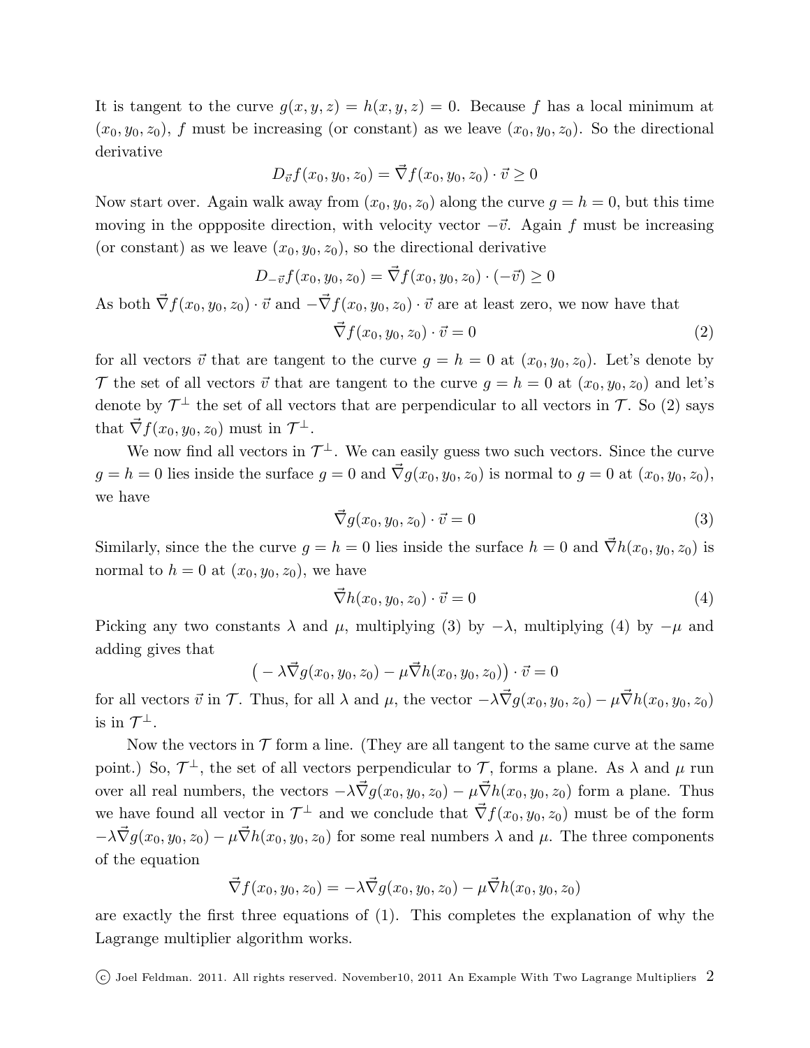It is tangent to the curve $g(x, y, z) = h(x, y, z) = 0$. Because $f$ has a local minimum at $(x_0, y_0, z_0)$, $f$ must be increasing (or constant) as we leave $(x_0, y_0, z_0)$. So the directional derivative

$$D_{\vec{v}} f(x_0, y_0, z_0) = \vec{\nabla} f(x_0, y_0, z_0) \cdot \vec{v} \geq 0$$

Now start over. Again walk away from $(x_0, y_0, z_0)$ along the curve $g = h = 0$, but this time moving in the oppposite direction, with velocity vector $-\vec{v}$. Again $f$ must be increasing (or constant) as we leave $(x_0, y_0, z_0)$, so the directional derivative

$$D_{-\vec{v}} f(x_0, y_0, z_0) = \vec{\nabla} f(x_0, y_0, z_0) \cdot (-\vec{v}) \geq 0$$

As both $\vec{\nabla} f(x_0, y_0, z_0) \cdot \vec{v}$ and $-\vec{\nabla} f(x_0, y_0, z_0) \cdot \vec{v}$ are at least zero, we now have that

$$\vec{\nabla} f(x_0, y_0, z_0) \cdot \vec{v} = 0 \tag{2}$$

for all vectors $\vec{v}$ that are tangent to the curve $g = h = 0$ at $(x_0, y_0, z_0)$. Let's denote by $\mathcal{T}$ the set of all vectors $\vec{v}$ that are tangent to the curve $g = h = 0$ at $(x_0, y_0, z_0)$ and let's denote by $\mathcal{T}^\perp$ the set of all vectors that are perpendicular to all vectors in $\mathcal{T}$. So (2) says that $\vec{\nabla} f(x_0, y_0, z_0)$ must in $\mathcal{T}^\perp$.

We now find all vectors in $\mathcal{T}^\perp$. We can easily guess two such vectors. Since the curve $g = h = 0$ lies inside the surface $g = 0$ and $\vec{\nabla} g(x_0, y_0, z_0)$ is normal to $g = 0$ at $(x_0, y_0, z_0)$, we have

$$\vec{\nabla} g(x_0, y_0, z_0) \cdot \vec{v} = 0 \tag{3}$$

Similarly, since the the curve $g = h = 0$ lies inside the surface $h = 0$ and $\vec{\nabla} h(x_0, y_0, z_0)$ is normal to $h = 0$ at $(x_0, y_0, z_0)$, we have

$$\vec{\nabla} h(x_0, y_0, z_0) \cdot \vec{v} = 0 \tag{4}$$

Picking any two constants $\lambda$ and $\mu$, multiplying (3) by $-\lambda$, multiplying (4) by $-\mu$ and adding gives that

$$\big( -\lambda \vec{\nabla} g(x_0, y_0, z_0) - \mu \vec{\nabla} h(x_0, y_0, z_0) \big) \cdot \vec{v} = 0$$

for all vectors $\vec{v}$ in $\mathcal{T}$. Thus, for all $\lambda$ and $\mu$, the vector $-\lambda \vec{\nabla} g(x_0, y_0, z_0) - \mu \vec{\nabla} h(x_0, y_0, z_0)$ is in $\mathcal{T}^\perp$.

Now the vectors in $\mathcal{T}$ form a line. (They are all tangent to the same curve at the same point.) So, $\mathcal{T}^\perp$, the set of all vectors perpendicular to $\mathcal{T}$, forms a plane. As $\lambda$ and $\mu$ run over all real numbers, the vectors $-\lambda \vec{\nabla} g(x_0, y_0, z_0) - \mu \vec{\nabla} h(x_0, y_0, z_0)$ form a plane. Thus we have found all vector in $\mathcal{T}^\perp$ and we conclude that $\vec{\nabla} f(x_0, y_0, z_0)$ must be of the form $-\lambda \vec{\nabla} g(x_0, y_0, z_0) - \mu \vec{\nabla} h(x_0, y_0, z_0)$ for some real numbers $\lambda$ and $\mu$. The three components of the equation

$$\vec{\nabla} f(x_0, y_0, z_0) = -\lambda \vec{\nabla} g(x_0, y_0, z_0) - \mu \vec{\nabla} h(x_0, y_0, z_0)$$

are exactly the first three equations of (1). This completes the explanation of why the Lagrange multiplier algorithm works.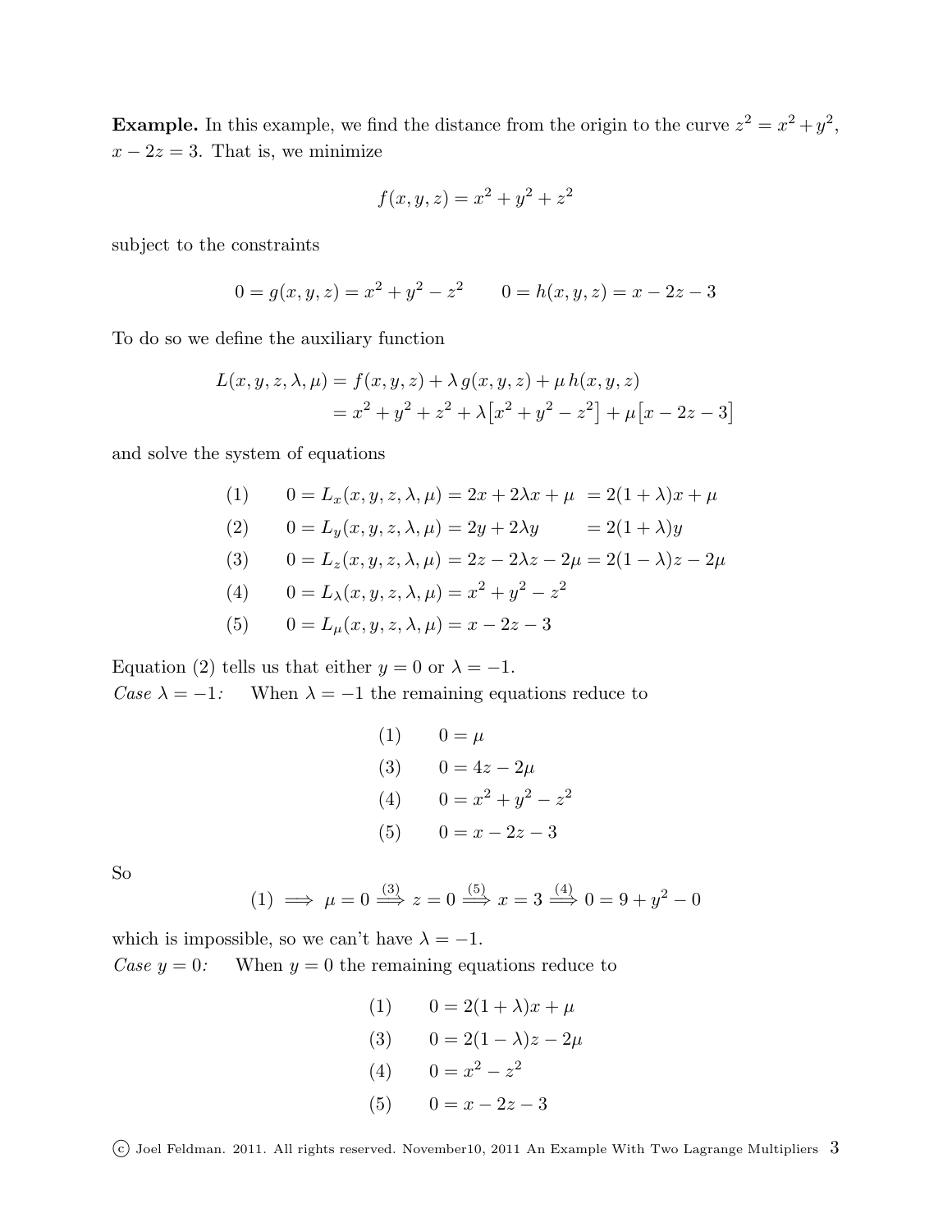**Example.** In this example, we find the distance from the origin to the curve $z^2 = x^2 + y^2$, $x - 2z = 3$. That is, we minimize

$$f(x, y, z) = x^2 + y^2 + z^2$$

subject to the constraints

$$0 = g(x, y, z) = x^2 + y^2 - z^2 \qquad 0 = h(x, y, z) = x - 2z - 3$$

To do so we define the auxiliary function

$$\begin{aligned} L(x, y, z, \lambda, \mu) &= f(x, y, z) + \lambda\, g(x, y, z) + \mu\, h(x, y, z) \\ &= x^2 + y^2 + z^2 + \lambda\big[x^2 + y^2 - z^2\big] + \mu\big[x - 2z - 3\big] \end{aligned}$$

and solve the system of equations

$$\begin{aligned}
&(1) \qquad 0 = L_x(x, y, z, \lambda, \mu) = 2x + 2\lambda x + \mu \ = 2(1+\lambda)x + \mu \\
&(2) \qquad 0 = L_y(x, y, z, \lambda, \mu) = 2y + 2\lambda y \qquad = 2(1+\lambda)y \\
&(3) \qquad 0 = L_z(x, y, z, \lambda, \mu) = 2z - 2\lambda z - 2\mu = 2(1-\lambda)z - 2\mu \\
&(4) \qquad 0 = L_\lambda(x, y, z, \lambda, \mu) = x^2 + y^2 - z^2 \\
&(5) \qquad 0 = L_\mu(x, y, z, \lambda, \mu) = x - 2z - 3
\end{aligned}$$

Equation (2) tells us that either $y = 0$ or $\lambda = -1$.

*Case $\lambda = -1$:* When $\lambda = -1$ the remaining equations reduce to

$$\begin{aligned}
&(1) \qquad 0 = \mu \\
&(3) \qquad 0 = 4z - 2\mu \\
&(4) \qquad 0 = x^2 + y^2 - z^2 \\
&(5) \qquad 0 = x - 2z - 3
\end{aligned}$$

So

$$(1) \implies \mu = 0 \overset{(3)}{\implies} z = 0 \overset{(5)}{\implies} x = 3 \overset{(4)}{\implies} 0 = 9 + y^2 - 0$$

which is impossible, so we can't have $\lambda = -1$.

*Case $y = 0$:* When $y = 0$ the remaining equations reduce to

$$\begin{aligned}
&(1) \qquad 0 = 2(1+\lambda)x + \mu \\
&(3) \qquad 0 = 2(1-\lambda)z - 2\mu \\
&(4) \qquad 0 = x^2 - z^2 \\
&(5) \qquad 0 = x - 2z - 3
\end{aligned}$$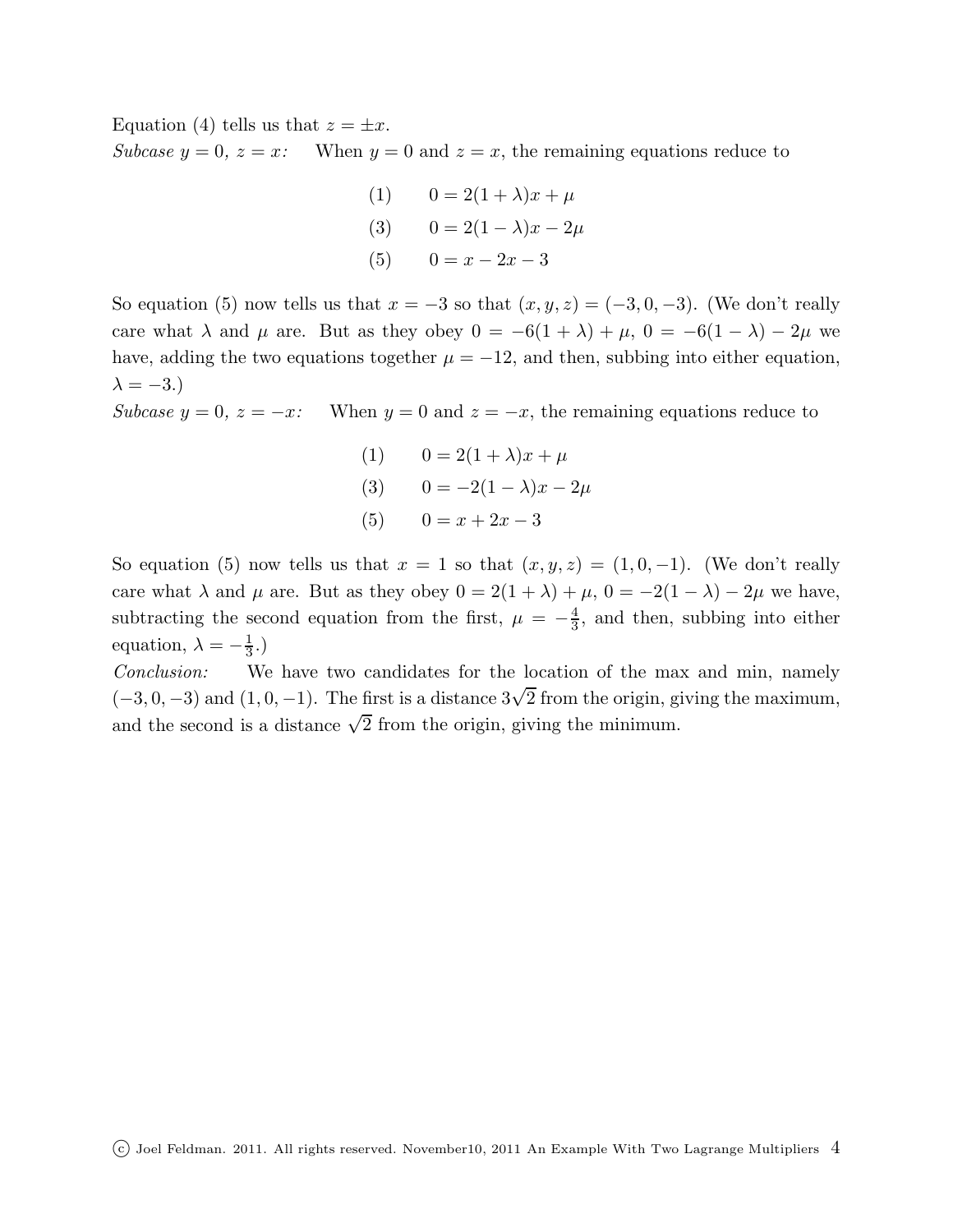Equation (4) tells us that $z = \pm x$.

*Subcase $y = 0$, $z = x$:* When $y = 0$ and $z = x$, the remaining equations reduce to

$$
\begin{aligned}
&(1) \qquad 0 = 2(1+\lambda)x + \mu \\
&(3) \qquad 0 = 2(1-\lambda)x - 2\mu \\
&(5) \qquad 0 = x - 2x - 3
\end{aligned}
$$

So equation (5) now tells us that $x = -3$ so that $(x, y, z) = (-3, 0, -3)$. (We don't really care what $\lambda$ and $\mu$ are. But as they obey $0 = -6(1+\lambda) + \mu$, $0 = -6(1-\lambda) - 2\mu$ we have, adding the two equations together $\mu = -12$, and then, subbing into either equation, $\lambda = -3$.)

*Subcase $y = 0$, $z = -x$:* When $y = 0$ and $z = -x$, the remaining equations reduce to

$$
\begin{aligned}
&(1) \qquad 0 = 2(1+\lambda)x + \mu \\
&(3) \qquad 0 = -2(1-\lambda)x - 2\mu \\
&(5) \qquad 0 = x + 2x - 3
\end{aligned}
$$

So equation (5) now tells us that $x = 1$ so that $(x, y, z) = (1, 0, -1)$. (We don't really care what $\lambda$ and $\mu$ are. But as they obey $0 = 2(1+\lambda) + \mu$, $0 = -2(1-\lambda) - 2\mu$ we have, subtracting the second equation from the first, $\mu = -\frac{4}{3}$, and then, subbing into either equation, $\lambda = -\frac{1}{3}$.)

*Conclusion:* We have two candidates for the location of the max and min, namely $(-3, 0, -3)$ and $(1, 0, -1)$. The first is a distance $3\sqrt{2}$ from the origin, giving the maximum, and the second is a distance $\sqrt{2}$ from the origin, giving the minimum.